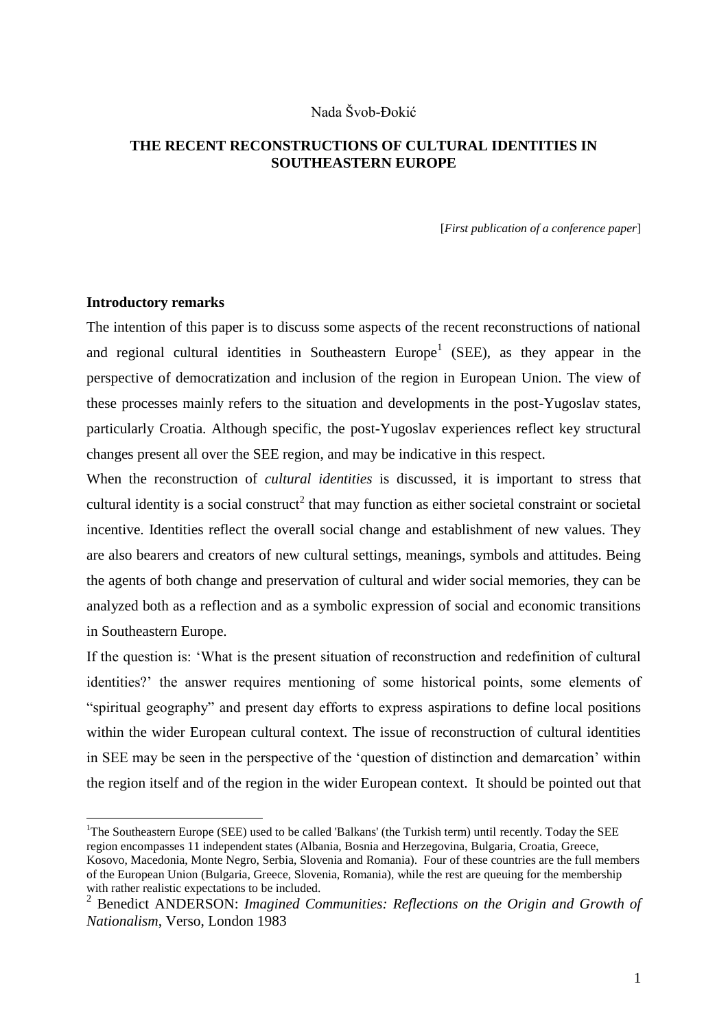Nada Švob-Đokić

# THE RECENT RECONSTRUCTIONS OF CULTURAL IDENTITIES IN SOUTHEASTERN EUROPE

[*First publication of a conference paper*]

## Introductory remarks

The intention of this paper is to discuss some aspects of the recent reconstructions of national and regional cultural identities in Southeastern Europe[1] (SEE), as they appear in the perspective of democratization and inclusion of the region in European Union. The view of these processes mainly refers to the situation and developments in the post-Yugoslav states, particularly Croatia. Although specific, the post-Yugoslav experiences reflect key structural changes present all over the SEE region, and may be indicative in this respect.

When the reconstruction of *cultural identities* is discussed, it is important to stress that cultural identity is a social construct[2] that may function as either societal constraint or societal incentive. Identities reflect the overall social change and establishment of new values. They are also bearers and creators of new cultural settings, meanings, symbols and attitudes. Being the agents of both change and preservation of cultural and wider social memories, they can be analyzed both as a reflection and as a symbolic expression of social and economic transitions in Southeastern Europe.

If the question is: 'What is the present situation of reconstruction and redefinition of cultural identities?' the answer requires mentioning of some historical points, some elements of "spiritual geography" and present day efforts to express aspirations to define local positions within the wider European cultural context. The issue of reconstruction of cultural identities in SEE may be seen in the perspective of the 'question of distinction and demarcation' within the region itself and of the region in the wider European context. It should be pointed out that

[1] The Southeastern Europe (SEE) used to be called 'Balkans' (the Turkish term) until recently. Today the SEE region encompasses 11 independent states (Albania, Bosnia and Herzegovina, Bulgaria, Croatia, Greece, Kosovo, Macedonia, Monte Negro, Serbia, Slovenia and Romania). Four of these countries are the full members of the European Union (Bulgaria, Greece, Slovenia, Romania), while the rest are queuing for the membership with rather realistic expectations to be included.

[2] Benedict ANDERSON: *Imagined Communities: Reflections on the Origin and Growth of Nationalism*, Verso, London 1983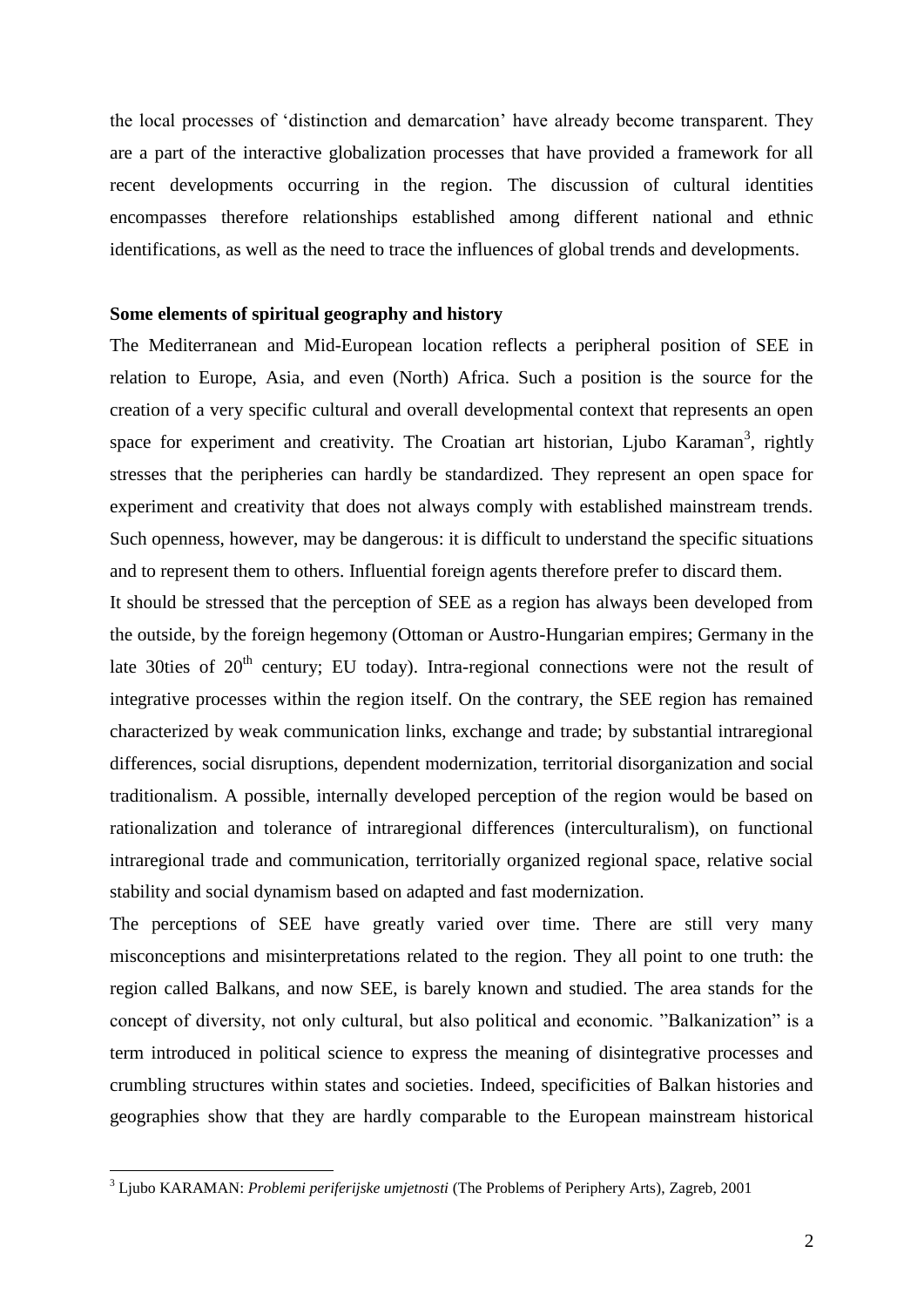the local processes of 'distinction and demarcation' have already become transparent. They are a part of the interactive globalization processes that have provided a framework for all recent developments occurring in the region. The discussion of cultural identities encompasses therefore relationships established among different national and ethnic identifications, as well as the need to trace the influences of global trends and developments.

**Some elements of spiritual geography and history**

The Mediterranean and Mid-European location reflects a peripheral position of SEE in relation to Europe, Asia, and even (North) Africa. Such a position is the source for the creation of a very specific cultural and overall developmental context that represents an open space for experiment and creativity. The Croatian art historian, Ljubo Karaman[3], rightly stresses that the peripheries can hardly be standardized. They represent an open space for experiment and creativity that does not always comply with established mainstream trends. Such openness, however, may be dangerous: it is difficult to understand the specific situations and to represent them to others. Influential foreign agents therefore prefer to discard them.

It should be stressed that the perception of SEE as a region has always been developed from the outside, by the foreign hegemony (Ottoman or Austro-Hungarian empires; Germany in the late 30ties of $20^{th}$ century; EU today). Intra-regional connections were not the result of integrative processes within the region itself. On the contrary, the SEE region has remained characterized by weak communication links, exchange and trade; by substantial intraregional differences, social disruptions, dependent modernization, territorial disorganization and social traditionalism. A possible, internally developed perception of the region would be based on rationalization and tolerance of intraregional differences (interculturalism), on functional intraregional trade and communication, territorially organized regional space, relative social stability and social dynamism based on adapted and fast modernization.

The perceptions of SEE have greatly varied over time. There are still very many misconceptions and misinterpretations related to the region. They all point to one truth: the region called Balkans, and now SEE, is barely known and studied. The area stands for the concept of diversity, not only cultural, but also political and economic. "Balkanization" is a term introduced in political science to express the meaning of disintegrative processes and crumbling structures within states and societies. Indeed, specificities of Balkan histories and geographies show that they are hardly comparable to the European mainstream historical

[3] Ljubo KARAMAN: *Problemi periferijske umjetnosti* (The Problems of Periphery Arts), Zagreb, 2001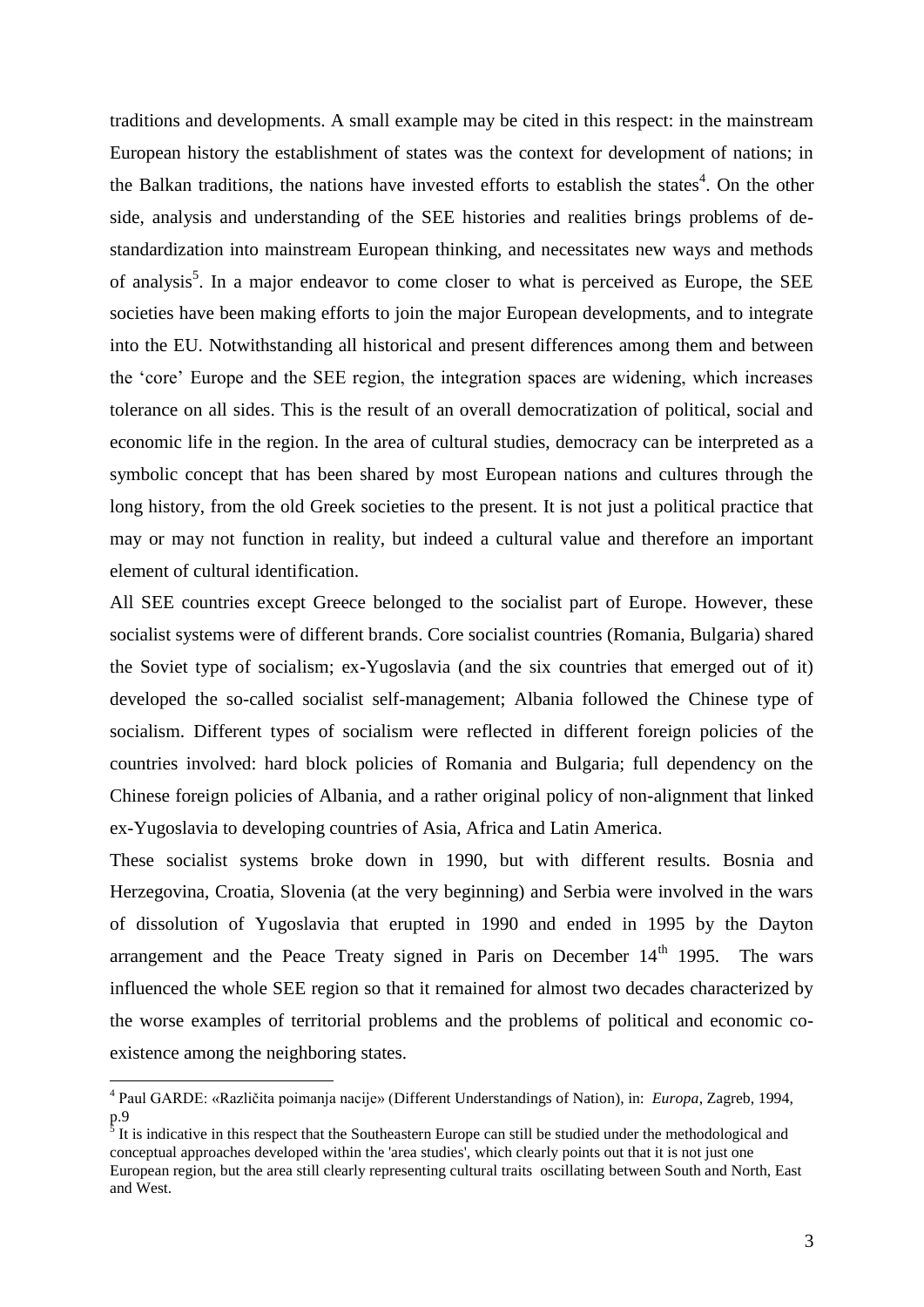traditions and developments. A small example may be cited in this respect: in the mainstream European history the establishment of states was the context for development of nations; in the Balkan traditions, the nations have invested efforts to establish the states[4]. On the other side, analysis and understanding of the SEE histories and realities brings problems of de-standardization into mainstream European thinking, and necessitates new ways and methods of analysis[5]. In a major endeavor to come closer to what is perceived as Europe, the SEE societies have been making efforts to join the major European developments, and to integrate into the EU. Notwithstanding all historical and present differences among them and between the 'core' Europe and the SEE region, the integration spaces are widening, which increases tolerance on all sides. This is the result of an overall democratization of political, social and economic life in the region. In the area of cultural studies, democracy can be interpreted as a symbolic concept that has been shared by most European nations and cultures through the long history, from the old Greek societies to the present. It is not just a political practice that may or may not function in reality, but indeed a cultural value and therefore an important element of cultural identification.

All SEE countries except Greece belonged to the socialist part of Europe. However, these socialist systems were of different brands. Core socialist countries (Romania, Bulgaria) shared the Soviet type of socialism; ex-Yugoslavia (and the six countries that emerged out of it) developed the so-called socialist self-management; Albania followed the Chinese type of socialism. Different types of socialism were reflected in different foreign policies of the countries involved: hard block policies of Romania and Bulgaria; full dependency on the Chinese foreign policies of Albania, and a rather original policy of non-alignment that linked ex-Yugoslavia to developing countries of Asia, Africa and Latin America.

These socialist systems broke down in 1990, but with different results. Bosnia and Herzegovina, Croatia, Slovenia (at the very beginning) and Serbia were involved in the wars of dissolution of Yugoslavia that erupted in 1990 and ended in 1995 by the Dayton arrangement and the Peace Treaty signed in Paris on December 14th 1995. The wars influenced the whole SEE region so that it remained for almost two decades characterized by the worse examples of territorial problems and the problems of political and economic co-existence among the neighboring states.

---

[4] Paul GARDE: «Različita poimanja nacije» (Different Understandings of Nation), in: *Europa*, Zagreb, 1994, p.9

[5] It is indicative in this respect that the Southeastern Europe can still be studied under the methodological and conceptual approaches developed within the 'area studies', which clearly points out that it is not just one European region, but the area still clearly representing cultural traits oscillating between South and North, East and West.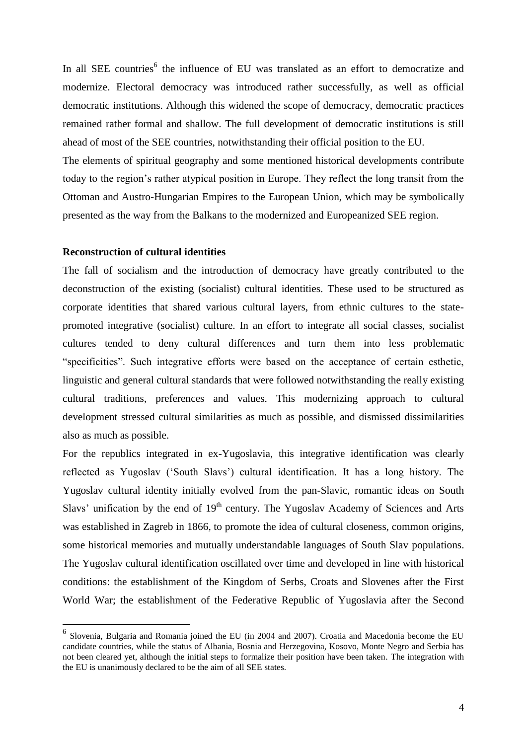In all SEE countries[6] the influence of EU was translated as an effort to democratize and modernize. Electoral democracy was introduced rather successfully, as well as official democratic institutions. Although this widened the scope of democracy, democratic practices remained rather formal and shallow. The full development of democratic institutions is still ahead of most of the SEE countries, notwithstanding their official position to the EU.

The elements of spiritual geography and some mentioned historical developments contribute today to the region's rather atypical position in Europe. They reflect the long transit from the Ottoman and Austro-Hungarian Empires to the European Union, which may be symbolically presented as the way from the Balkans to the modernized and Europeanized SEE region.

**Reconstruction of cultural identities**

The fall of socialism and the introduction of democracy have greatly contributed to the deconstruction of the existing (socialist) cultural identities. These used to be structured as corporate identities that shared various cultural layers, from ethnic cultures to the state-promoted integrative (socialist) culture. In an effort to integrate all social classes, socialist cultures tended to deny cultural differences and turn them into less problematic "specificities". Such integrative efforts were based on the acceptance of certain esthetic, linguistic and general cultural standards that were followed notwithstanding the really existing cultural traditions, preferences and values. This modernizing approach to cultural development stressed cultural similarities as much as possible, and dismissed dissimilarities also as much as possible.

For the republics integrated in ex-Yugoslavia, this integrative identification was clearly reflected as Yugoslav ('South Slavs') cultural identification. It has a long history. The Yugoslav cultural identity initially evolved from the pan-Slavic, romantic ideas on South Slavs' unification by the end of 19th century. The Yugoslav Academy of Sciences and Arts was established in Zagreb in 1866, to promote the idea of cultural closeness, common origins, some historical memories and mutually understandable languages of South Slav populations. The Yugoslav cultural identification oscillated over time and developed in line with historical conditions: the establishment of the Kingdom of Serbs, Croats and Slovenes after the First World War; the establishment of the Federative Republic of Yugoslavia after the Second

---

[6] Slovenia, Bulgaria and Romania joined the EU (in 2004 and 2007). Croatia and Macedonia become the EU candidate countries, while the status of Albania, Bosnia and Herzegovina, Kosovo, Monte Negro and Serbia has not been cleared yet, although the initial steps to formalize their position have been taken. The integration with the EU is unanimously declared to be the aim of all SEE states.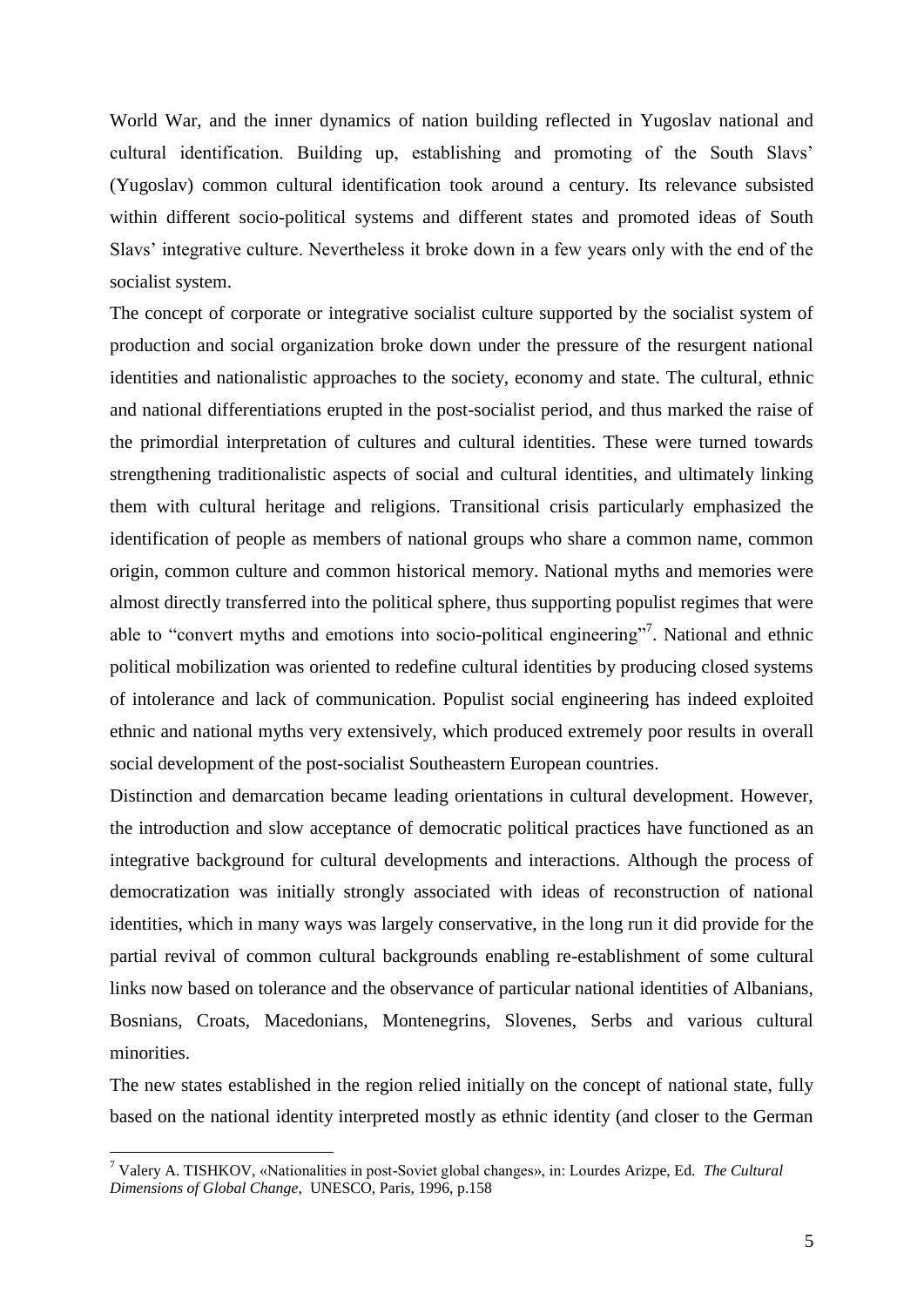World War, and the inner dynamics of nation building reflected in Yugoslav national and cultural identification. Building up, establishing and promoting of the South Slavs' (Yugoslav) common cultural identification took around a century. Its relevance subsisted within different socio-political systems and different states and promoted ideas of South Slavs' integrative culture. Nevertheless it broke down in a few years only with the end of the socialist system.

The concept of corporate or integrative socialist culture supported by the socialist system of production and social organization broke down under the pressure of the resurgent national identities and nationalistic approaches to the society, economy and state. The cultural, ethnic and national differentiations erupted in the post-socialist period, and thus marked the raise of the primordial interpretation of cultures and cultural identities. These were turned towards strengthening traditionalistic aspects of social and cultural identities, and ultimately linking them with cultural heritage and religions. Transitional crisis particularly emphasized the identification of people as members of national groups who share a common name, common origin, common culture and common historical memory. National myths and memories were almost directly transferred into the political sphere, thus supporting populist regimes that were able to "convert myths and emotions into socio-political engineering"[7]. National and ethnic political mobilization was oriented to redefine cultural identities by producing closed systems of intolerance and lack of communication. Populist social engineering has indeed exploited ethnic and national myths very extensively, which produced extremely poor results in overall social development of the post-socialist Southeastern European countries.

Distinction and demarcation became leading orientations in cultural development. However, the introduction and slow acceptance of democratic political practices have functioned as an integrative background for cultural developments and interactions. Although the process of democratization was initially strongly associated with ideas of reconstruction of national identities, which in many ways was largely conservative, in the long run it did provide for the partial revival of common cultural backgrounds enabling re-establishment of some cultural links now based on tolerance and the observance of particular national identities of Albanians, Bosnians, Croats, Macedonians, Montenegrins, Slovenes, Serbs and various cultural minorities.

The new states established in the region relied initially on the concept of national state, fully based on the national identity interpreted mostly as ethnic identity (and closer to the German

[7] Valery A. TISHKOV, «Nationalities in post-Soviet global changes», in: Lourdes Arizpe, Ed. *The Cultural Dimensions of Global Change*, UNESCO, Paris, 1996, p.158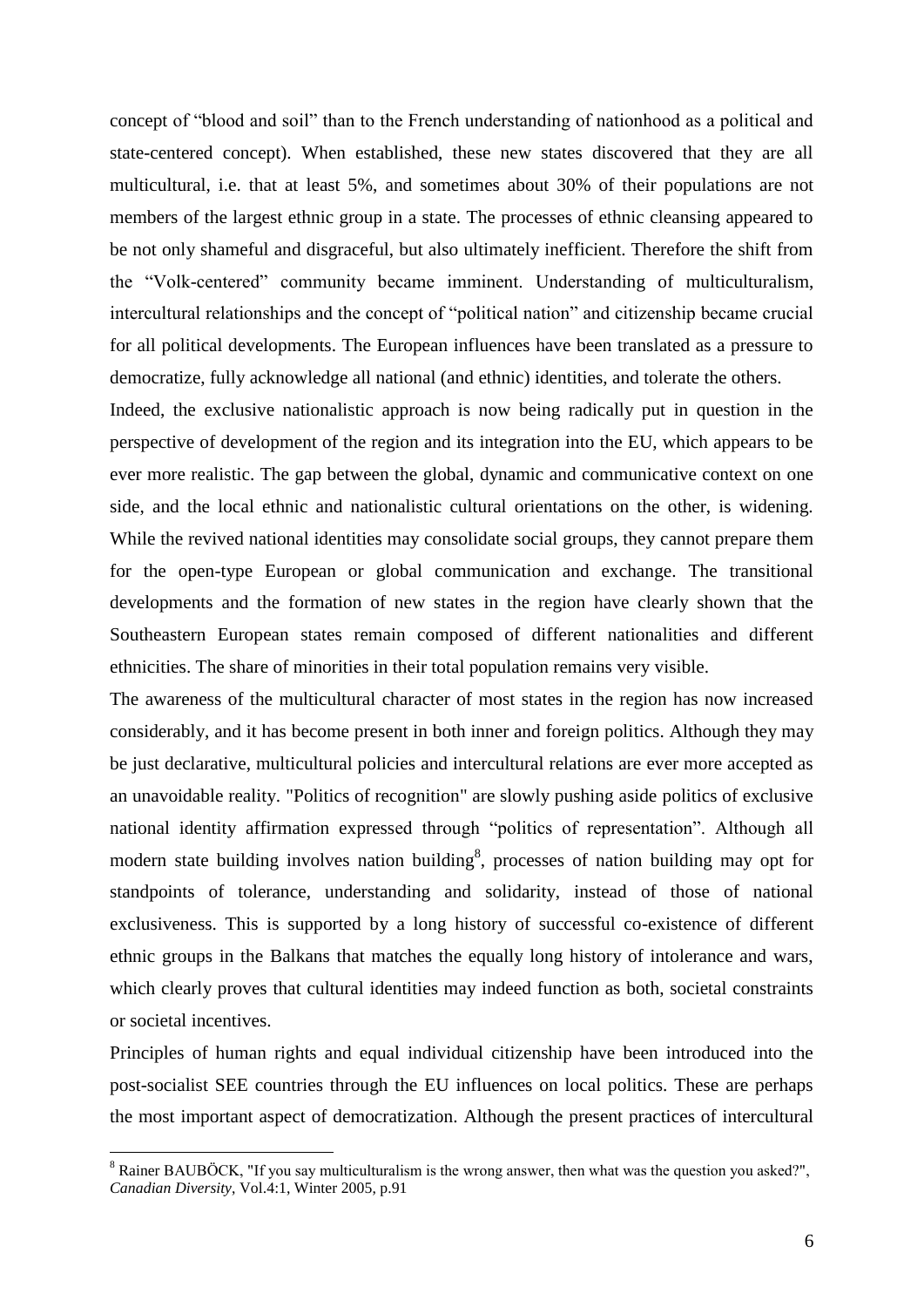concept of "blood and soil" than to the French understanding of nationhood as a political and state-centered concept). When established, these new states discovered that they are all multicultural, i.e. that at least 5%, and sometimes about 30% of their populations are not members of the largest ethnic group in a state. The processes of ethnic cleansing appeared to be not only shameful and disgraceful, but also ultimately inefficient. Therefore the shift from the "Volk-centered" community became imminent. Understanding of multiculturalism, intercultural relationships and the concept of "political nation" and citizenship became crucial for all political developments. The European influences have been translated as a pressure to democratize, fully acknowledge all national (and ethnic) identities, and tolerate the others.

Indeed, the exclusive nationalistic approach is now being radically put in question in the perspective of development of the region and its integration into the EU, which appears to be ever more realistic. The gap between the global, dynamic and communicative context on one side, and the local ethnic and nationalistic cultural orientations on the other, is widening. While the revived national identities may consolidate social groups, they cannot prepare them for the open-type European or global communication and exchange. The transitional developments and the formation of new states in the region have clearly shown that the Southeastern European states remain composed of different nationalities and different ethnicities. The share of minorities in their total population remains very visible.

The awareness of the multicultural character of most states in the region has now increased considerably, and it has become present in both inner and foreign politics. Although they may be just declarative, multicultural policies and intercultural relations are ever more accepted as an unavoidable reality. "Politics of recognition" are slowly pushing aside politics of exclusive national identity affirmation expressed through "politics of representation". Although all modern state building involves nation building[8], processes of nation building may opt for standpoints of tolerance, understanding and solidarity, instead of those of national exclusiveness. This is supported by a long history of successful co-existence of different ethnic groups in the Balkans that matches the equally long history of intolerance and wars, which clearly proves that cultural identities may indeed function as both, societal constraints or societal incentives.

Principles of human rights and equal individual citizenship have been introduced into the post-socialist SEE countries through the EU influences on local politics. These are perhaps the most important aspect of democratization. Although the present practices of intercultural

---

[8] Rainer BAUBÖCK, "If you say multiculturalism is the wrong answer, then what was the question you asked?", *Canadian Diversity*, Vol.4:1, Winter 2005, p.91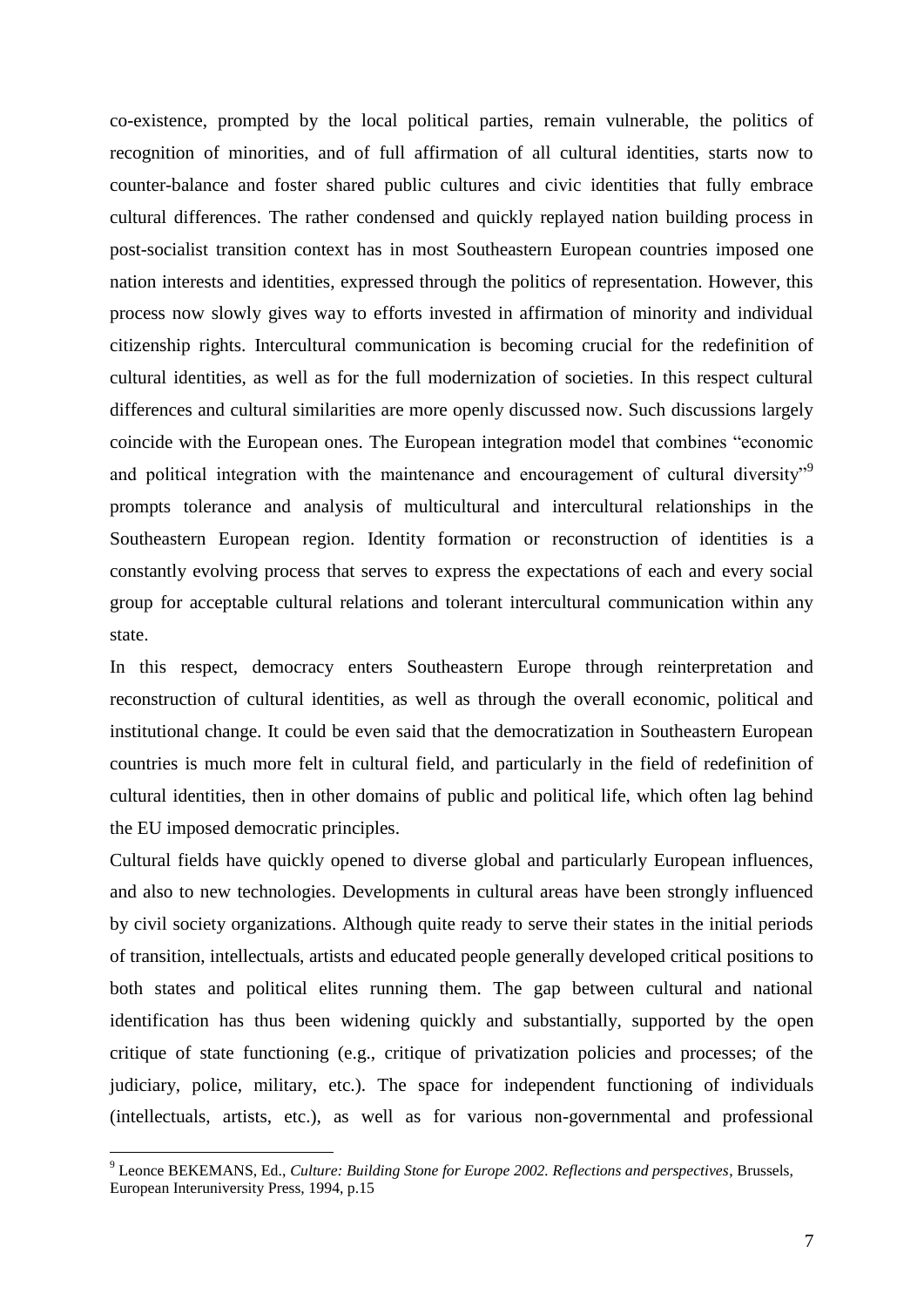co-existence, prompted by the local political parties, remain vulnerable, the politics of recognition of minorities, and of full affirmation of all cultural identities, starts now to counter-balance and foster shared public cultures and civic identities that fully embrace cultural differences. The rather condensed and quickly replayed nation building process in post-socialist transition context has in most Southeastern European countries imposed one nation interests and identities, expressed through the politics of representation. However, this process now slowly gives way to efforts invested in affirmation of minority and individual citizenship rights. Intercultural communication is becoming crucial for the redefinition of cultural identities, as well as for the full modernization of societies. In this respect cultural differences and cultural similarities are more openly discussed now. Such discussions largely coincide with the European ones. The European integration model that combines "economic and political integration with the maintenance and encouragement of cultural diversity"[9] prompts tolerance and analysis of multicultural and intercultural relationships in the Southeastern European region. Identity formation or reconstruction of identities is a constantly evolving process that serves to express the expectations of each and every social group for acceptable cultural relations and tolerant intercultural communication within any state.

In this respect, democracy enters Southeastern Europe through reinterpretation and reconstruction of cultural identities, as well as through the overall economic, political and institutional change. It could be even said that the democratization in Southeastern European countries is much more felt in cultural field, and particularly in the field of redefinition of cultural identities, then in other domains of public and political life, which often lag behind the EU imposed democratic principles.

Cultural fields have quickly opened to diverse global and particularly European influences, and also to new technologies. Developments in cultural areas have been strongly influenced by civil society organizations. Although quite ready to serve their states in the initial periods of transition, intellectuals, artists and educated people generally developed critical positions to both states and political elites running them. The gap between cultural and national identification has thus been widening quickly and substantially, supported by the open critique of state functioning (e.g., critique of privatization policies and processes; of the judiciary, police, military, etc.). The space for independent functioning of individuals (intellectuals, artists, etc.), as well as for various non-governmental and professional

---

[9] Leonce BEKEMANS, Ed., *Culture: Building Stone for Europe 2002. Reflections and perspectives*, Brussels, European Interuniversity Press, 1994, p.15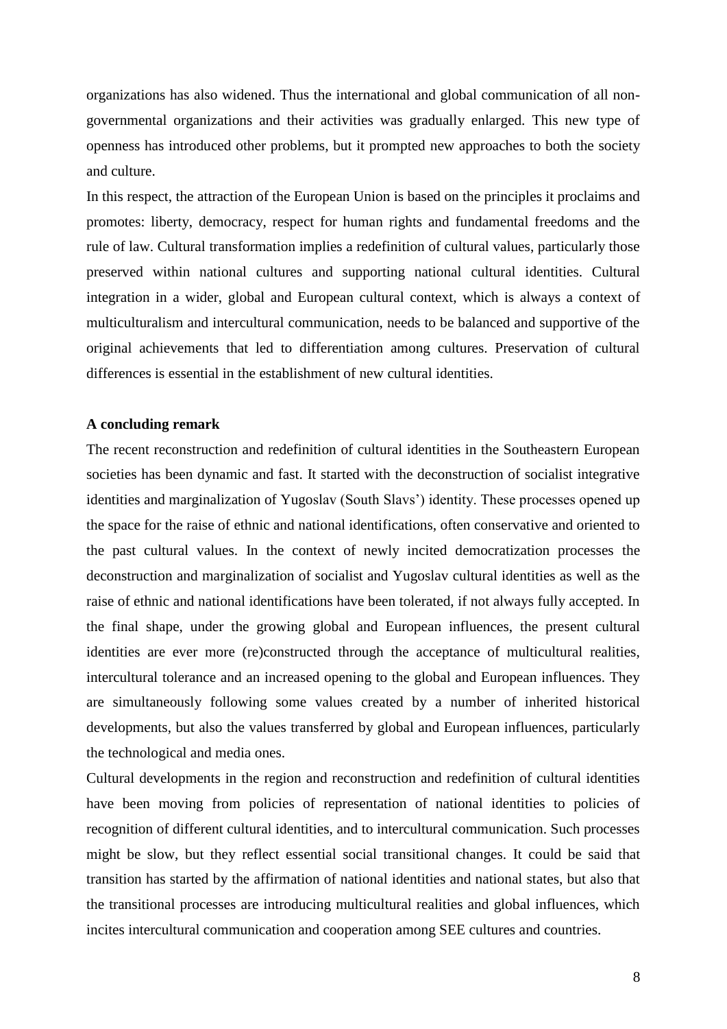organizations has also widened. Thus the international and global communication of all non-governmental organizations and their activities was gradually enlarged. This new type of openness has introduced other problems, but it prompted new approaches to both the society and culture.

In this respect, the attraction of the European Union is based on the principles it proclaims and promotes: liberty, democracy, respect for human rights and fundamental freedoms and the rule of law. Cultural transformation implies a redefinition of cultural values, particularly those preserved within national cultures and supporting national cultural identities. Cultural integration in a wider, global and European cultural context, which is always a context of multiculturalism and intercultural communication, needs to be balanced and supportive of the original achievements that led to differentiation among cultures. Preservation of cultural differences is essential in the establishment of new cultural identities.

**A concluding remark**

The recent reconstruction and redefinition of cultural identities in the Southeastern European societies has been dynamic and fast. It started with the deconstruction of socialist integrative identities and marginalization of Yugoslav (South Slavs') identity. These processes opened up the space for the raise of ethnic and national identifications, often conservative and oriented to the past cultural values. In the context of newly incited democratization processes the deconstruction and marginalization of socialist and Yugoslav cultural identities as well as the raise of ethnic and national identifications have been tolerated, if not always fully accepted. In the final shape, under the growing global and European influences, the present cultural identities are ever more (re)constructed through the acceptance of multicultural realities, intercultural tolerance and an increased opening to the global and European influences. They are simultaneously following some values created by a number of inherited historical developments, but also the values transferred by global and European influences, particularly the technological and media ones.

Cultural developments in the region and reconstruction and redefinition of cultural identities have been moving from policies of representation of national identities to policies of recognition of different cultural identities, and to intercultural communication. Such processes might be slow, but they reflect essential social transitional changes. It could be said that transition has started by the affirmation of national identities and national states, but also that the transitional processes are introducing multicultural realities and global influences, which incites intercultural communication and cooperation among SEE cultures and countries.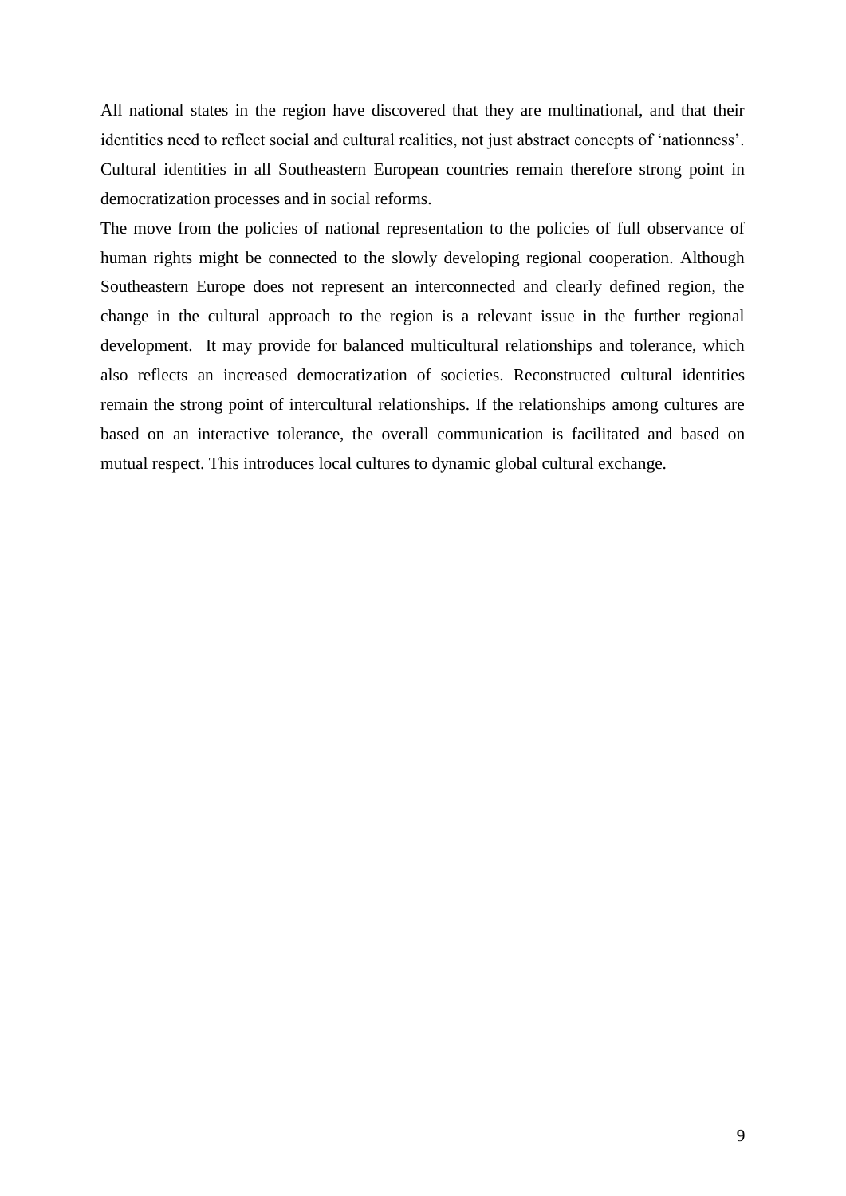All national states in the region have discovered that they are multinational, and that their identities need to reflect social and cultural realities, not just abstract concepts of 'nationness'. Cultural identities in all Southeastern European countries remain therefore strong point in democratization processes and in social reforms.

The move from the policies of national representation to the policies of full observance of human rights might be connected to the slowly developing regional cooperation. Although Southeastern Europe does not represent an interconnected and clearly defined region, the change in the cultural approach to the region is a relevant issue in the further regional development. It may provide for balanced multicultural relationships and tolerance, which also reflects an increased democratization of societies. Reconstructed cultural identities remain the strong point of intercultural relationships. If the relationships among cultures are based on an interactive tolerance, the overall communication is facilitated and based on mutual respect. This introduces local cultures to dynamic global cultural exchange.